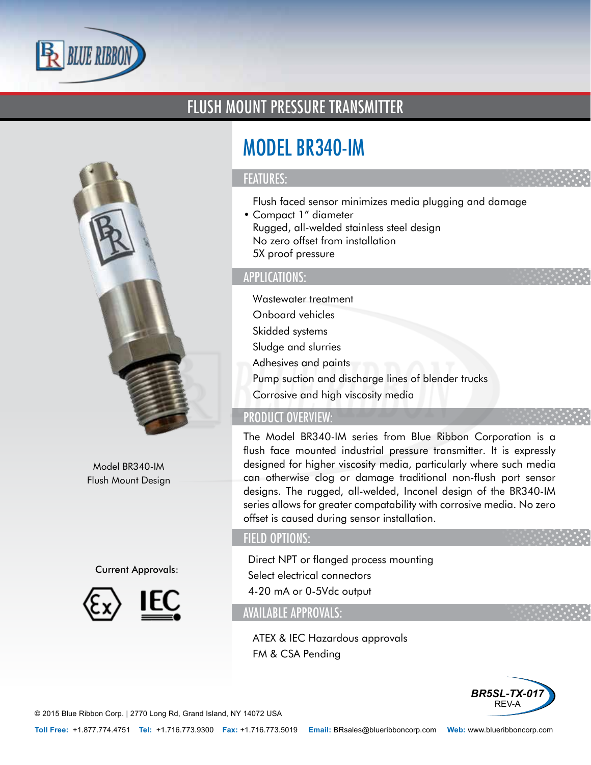# FLUSH MOUNT PRESSURE TRANSMITTER

## MODEL BR340-IM

### FEATURES:

- Flush faced sensor minimizes media plugging and damage
- Compact 1" diameter
- Rugged, all-welded stainless steel design
- No zero offset from installation
- 5X proof pressure

### APPLICATIONS:

- Wastewater treatment
- Onboard vehicles
- Skidded systems
- Sludge and slurries
- Adhesives and paints
- Pump suction and discharge lines of blender trucks
- Corrosive and high viscosity media

### PRODUCT OVERVIEW:

The Model BR340-IM series from Blue Ribbon Corporation is a flush face mounted industrial pressure transmitter. It is expressly designed for higher viscosity media, particularly where such media can otherwise clog or damage traditional non-flush port sensor designs. The rugged, all-welded, Inconel design of the BR340-IM series allows for greater compatability with corrosive media. No zero offset is caused during sensor installation.

### FIELD OPTIONS:

- Direct NPT or flanged process mounting
- Select electrical connectors
- 4-20 mA or 0-5Vdc output

### AVAILABLE APPROVALS:

- ATEX & IEC Hazardous approvals
- FM & CSA Pending

Model BR340-IM
Flush Mount Design

Current Approvals:

BR5SL-TX-017
REV-A

© 2015 Blue Ribbon Corp. | 2770 Long Rd, Grand Island, NY 14072 USA

**Toll Free:** +1.877.774.4751 **Tel:** +1.716.773.9300 **Fax:** +1.716.773.5019 **Email:** BRsales@blueribboncorp.com **Web:** www.blueribboncorp.com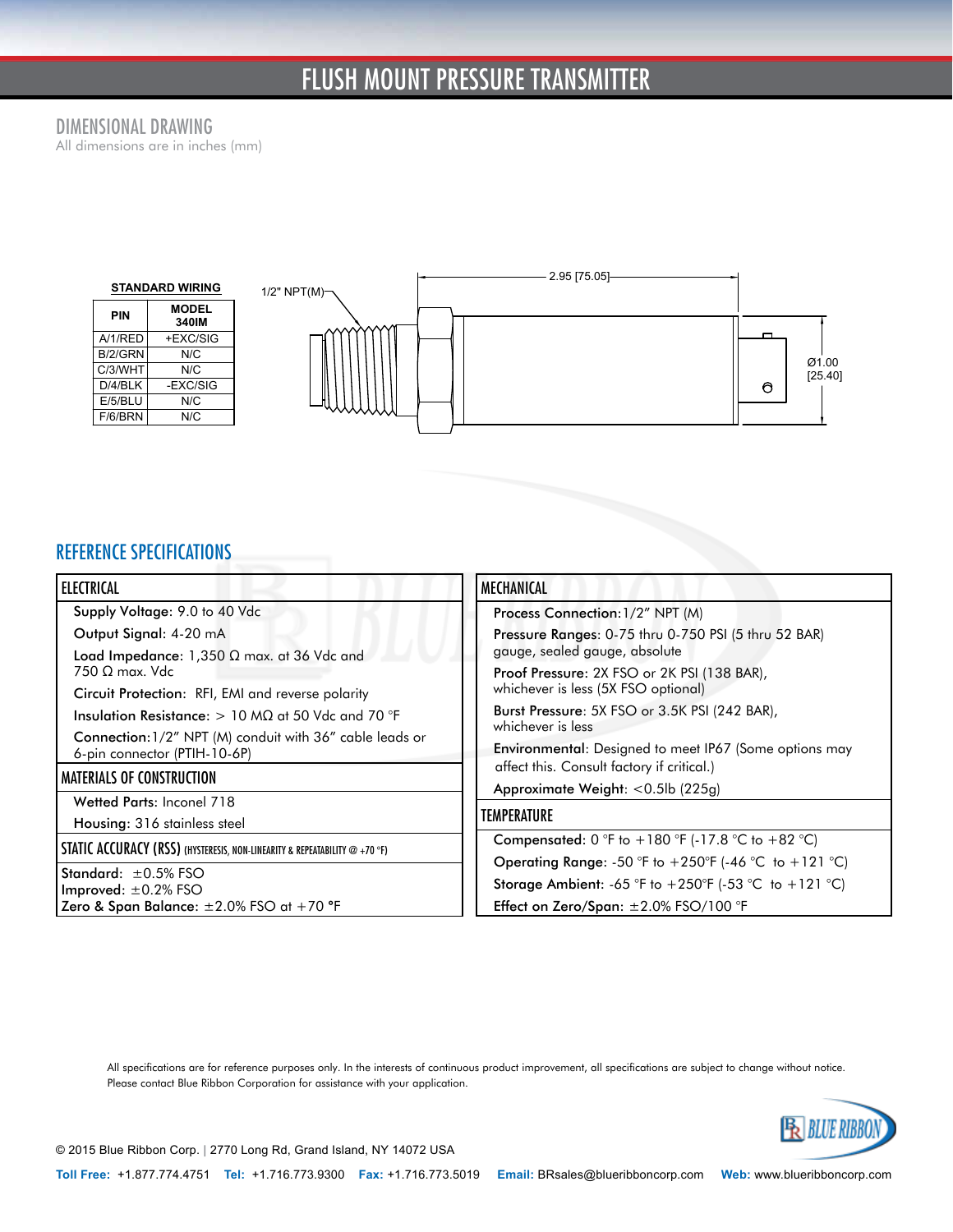# FLUSH MOUNT PRESSURE TRANSMITTER

## DIMENSIONAL DRAWING

All dimensions are in inches (mm)

**STANDARD WIRING**

| PIN | MODEL 340IM |
|---|---|
| A/1/RED | +EXC/SIG |
| B/2/GRN | N/C |
| C/3/WHT | N/C |
| D/4/BLK | -EXC/SIG |
| E/5/BLU | N/C |
| F/6/BRN | N/C |

1/2" NPT(M)

2.95 [75.05]

Ø1.00
[25.40]

## REFERENCE SPECIFICATIONS

### ELECTRICAL

**Supply Voltage:** 9.0 to 40 Vdc

**Output Signal:** 4-20 mA

**Load Impedance:** 1,350 Ω max. at 36 Vdc and 750 Ω max. Vdc

**Circuit Protection:** RFI, EMI and reverse polarity

**Insulation Resistance:** > 10 MΩ at 50 Vdc and 70 °F

**Connection:** 1/2" NPT (M) conduit with 36" cable leads or 6-pin connector (PTIH-10-6P)

### MATERIALS OF CONSTRUCTION

**Wetted Parts:** Inconel 718

**Housing:** 316 stainless steel

### STATIC ACCURACY (RSS) (HYSTERESIS, NON-LINEARITY & REPEATABILITY @ +70 °F)

Standard: ±0.5% FSO
Improved: ±0.2% FSO
Zero & Span Balance: ±2.0% FSO at +70 °F

### MECHANICAL

**Process Connection:** 1/2" NPT (M)

**Pressure Ranges:** 0-75 thru 0-750 PSI (5 thru 52 BAR) gauge, sealed gauge, absolute

**Proof Pressure:** 2X FSO or 2K PSI (138 BAR), whichever is less (5X FSO optional)

**Burst Pressure:** 5X FSO or 3.5K PSI (242 BAR), whichever is less

**Environmental:** Designed to meet IP67 (Some options may affect this. Consult factory if critical.)

**Approximate Weight:** <0.5lb (225g)

### TEMPERATURE

**Compensated:** 0 °F to +180 °F (-17.8 °C to +82 °C)

**Operating Range:** -50 °F to +250°F (-46 °C to +121 °C)

**Storage Ambient:** -65 °F to +250°F (-53 °C to +121 °C)

**Effect on Zero/Span:** ±2.0% FSO/100 °F

All specifications are for reference purposes only. In the interests of continuous product improvement, all specifications are subject to change without notice. Please contact Blue Ribbon Corporation for assistance with your application.

© 2015 Blue Ribbon Corp. | 2770 Long Rd, Grand Island, NY 14072 USA

**Toll Free:** +1.877.774.4751 **Tel:** +1.716.773.9300 **Fax:** +1.716.773.5019 **Email:** BRsales@blueribboncorp.com **Web:** www.blueribboncorp.com